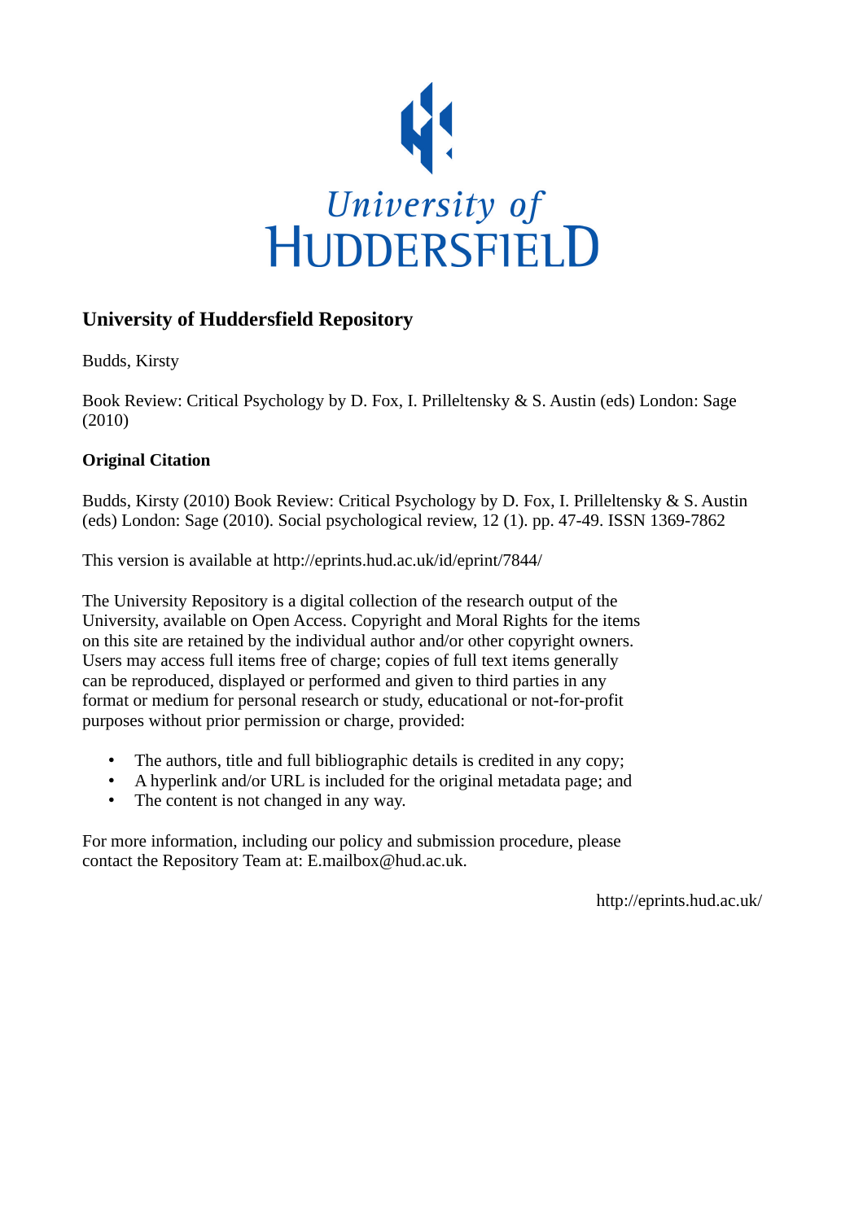University of
HUDDERSFIELD

## University of Huddersfield Repository

Budds, Kirsty

Book Review: Critical Psychology by D. Fox, I. Prilleltensky & S. Austin (eds) London: Sage (2010)

### Original Citation

Budds, Kirsty (2010) Book Review: Critical Psychology by D. Fox, I. Prilleltensky & S. Austin (eds) London: Sage (2010). Social psychological review, 12 (1). pp. 47-49. ISSN 1369-7862

This version is available at http://eprints.hud.ac.uk/id/eprint/7844/

The University Repository is a digital collection of the research output of the University, available on Open Access. Copyright and Moral Rights for the items on this site are retained by the individual author and/or other copyright owners. Users may access full items free of charge; copies of full text items generally can be reproduced, displayed or performed and given to third parties in any format or medium for personal research or study, educational or not-for-profit purposes without prior permission or charge, provided:

- The authors, title and full bibliographic details is credited in any copy;
- A hyperlink and/or URL is included for the original metadata page; and
- The content is not changed in any way.

For more information, including our policy and submission procedure, please contact the Repository Team at: E.mailbox@hud.ac.uk.

http://eprints.hud.ac.uk/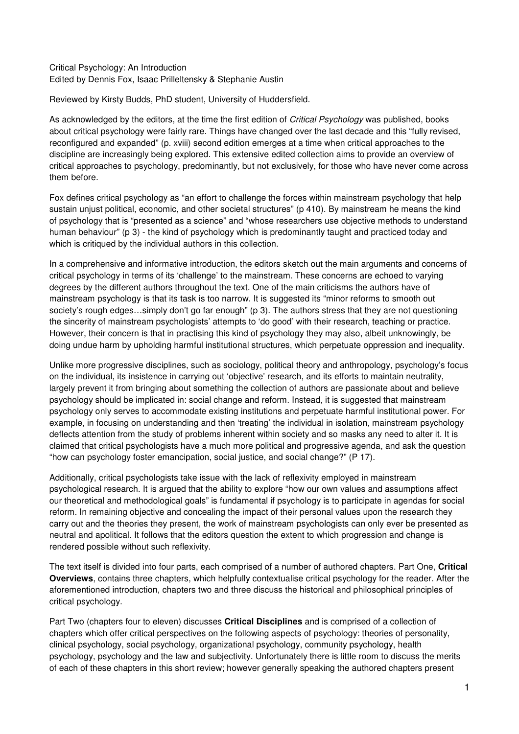Critical Psychology: An Introduction
Edited by Dennis Fox, Isaac Prilleltensky & Stephanie Austin

Reviewed by Kirsty Budds, PhD student, University of Huddersfield.

As acknowledged by the editors, at the time the first edition of *Critical Psychology* was published, books about critical psychology were fairly rare. Things have changed over the last decade and this "fully revised, reconfigured and expanded" (p. xviii) second edition emerges at a time when critical approaches to the discipline are increasingly being explored. This extensive edited collection aims to provide an overview of critical approaches to psychology, predominantly, but not exclusively, for those who have never come across them before.

Fox defines critical psychology as "an effort to challenge the forces within mainstream psychology that help sustain unjust political, economic, and other societal structures" (p 410). By mainstream he means the kind of psychology that is "presented as a science" and "whose researchers use objective methods to understand human behaviour" (p 3) - the kind of psychology which is predominantly taught and practiced today and which is critiqued by the individual authors in this collection.

In a comprehensive and informative introduction, the editors sketch out the main arguments and concerns of critical psychology in terms of its 'challenge' to the mainstream. These concerns are echoed to varying degrees by the different authors throughout the text. One of the main criticisms the authors have of mainstream psychology is that its task is too narrow. It is suggested its "minor reforms to smooth out society's rough edges…simply don't go far enough" (p 3). The authors stress that they are not questioning the sincerity of mainstream psychologists' attempts to 'do good' with their research, teaching or practice. However, their concern is that in practising this kind of psychology they may also, albeit unknowingly, be doing undue harm by upholding harmful institutional structures, which perpetuate oppression and inequality.

Unlike more progressive disciplines, such as sociology, political theory and anthropology, psychology's focus on the individual, its insistence in carrying out 'objective' research, and its efforts to maintain neutrality, largely prevent it from bringing about something the collection of authors are passionate about and believe psychology should be implicated in: social change and reform. Instead, it is suggested that mainstream psychology only serves to accommodate existing institutions and perpetuate harmful institutional power. For example, in focusing on understanding and then 'treating' the individual in isolation, mainstream psychology deflects attention from the study of problems inherent within society and so masks any need to alter it. It is claimed that critical psychologists have a much more political and progressive agenda, and ask the question "how can psychology foster emancipation, social justice, and social change?" (P 17).

Additionally, critical psychologists take issue with the lack of reflexivity employed in mainstream psychological research. It is argued that the ability to explore "how our own values and assumptions affect our theoretical and methodological goals" is fundamental if psychology is to participate in agendas for social reform. In remaining objective and concealing the impact of their personal values upon the research they carry out and the theories they present, the work of mainstream psychologists can only ever be presented as neutral and apolitical. It follows that the editors question the extent to which progression and change is rendered possible without such reflexivity.

The text itself is divided into four parts, each comprised of a number of authored chapters. Part One, **Critical Overviews**, contains three chapters, which helpfully contextualise critical psychology for the reader. After the aforementioned introduction, chapters two and three discuss the historical and philosophical principles of critical psychology.

Part Two (chapters four to eleven) discusses **Critical Disciplines** and is comprised of a collection of chapters which offer critical perspectives on the following aspects of psychology: theories of personality, clinical psychology, social psychology, organizational psychology, community psychology, health psychology, psychology and the law and subjectivity. Unfortunately there is little room to discuss the merits of each of these chapters in this short review; however generally speaking the authored chapters present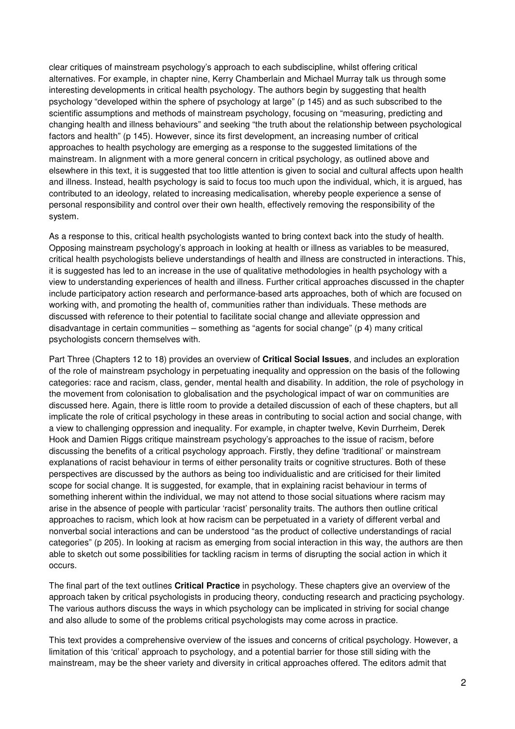clear critiques of mainstream psychology's approach to each subdiscipline, whilst offering critical alternatives. For example, in chapter nine, Kerry Chamberlain and Michael Murray talk us through some interesting developments in critical health psychology. The authors begin by suggesting that health psychology "developed within the sphere of psychology at large" (p 145) and as such subscribed to the scientific assumptions and methods of mainstream psychology, focusing on "measuring, predicting and changing health and illness behaviours" and seeking "the truth about the relationship between psychological factors and health" (p 145). However, since its first development, an increasing number of critical approaches to health psychology are emerging as a response to the suggested limitations of the mainstream. In alignment with a more general concern in critical psychology, as outlined above and elsewhere in this text, it is suggested that too little attention is given to social and cultural affects upon health and illness. Instead, health psychology is said to focus too much upon the individual, which, it is argued, has contributed to an ideology, related to increasing medicalisation, whereby people experience a sense of personal responsibility and control over their own health, effectively removing the responsibility of the system.

As a response to this, critical health psychologists wanted to bring context back into the study of health. Opposing mainstream psychology's approach in looking at health or illness as variables to be measured, critical health psychologists believe understandings of health and illness are constructed in interactions. This, it is suggested has led to an increase in the use of qualitative methodologies in health psychology with a view to understanding experiences of health and illness. Further critical approaches discussed in the chapter include participatory action research and performance-based arts approaches, both of which are focused on working with, and promoting the health of, communities rather than individuals. These methods are discussed with reference to their potential to facilitate social change and alleviate oppression and disadvantage in certain communities – something as "agents for social change" (p 4) many critical psychologists concern themselves with.

Part Three (Chapters 12 to 18) provides an overview of **Critical Social Issues**, and includes an exploration of the role of mainstream psychology in perpetuating inequality and oppression on the basis of the following categories: race and racism, class, gender, mental health and disability. In addition, the role of psychology in the movement from colonisation to globalisation and the psychological impact of war on communities are discussed here. Again, there is little room to provide a detailed discussion of each of these chapters, but all implicate the role of critical psychology in these areas in contributing to social action and social change, with a view to challenging oppression and inequality. For example, in chapter twelve, Kevin Durrheim, Derek Hook and Damien Riggs critique mainstream psychology's approaches to the issue of racism, before discussing the benefits of a critical psychology approach. Firstly, they define 'traditional' or mainstream explanations of racist behaviour in terms of either personality traits or cognitive structures. Both of these perspectives are discussed by the authors as being too individualistic and are criticised for their limited scope for social change. It is suggested, for example, that in explaining racist behaviour in terms of something inherent within the individual, we may not attend to those social situations where racism may arise in the absence of people with particular 'racist' personality traits. The authors then outline critical approaches to racism, which look at how racism can be perpetuated in a variety of different verbal and nonverbal social interactions and can be understood "as the product of collective understandings of racial categories" (p 205). In looking at racism as emerging from social interaction in this way, the authors are then able to sketch out some possibilities for tackling racism in terms of disrupting the social action in which it occurs.

The final part of the text outlines **Critical Practice** in psychology. These chapters give an overview of the approach taken by critical psychologists in producing theory, conducting research and practicing psychology. The various authors discuss the ways in which psychology can be implicated in striving for social change and also allude to some of the problems critical psychologists may come across in practice.

This text provides a comprehensive overview of the issues and concerns of critical psychology. However, a limitation of this 'critical' approach to psychology, and a potential barrier for those still siding with the mainstream, may be the sheer variety and diversity in critical approaches offered. The editors admit that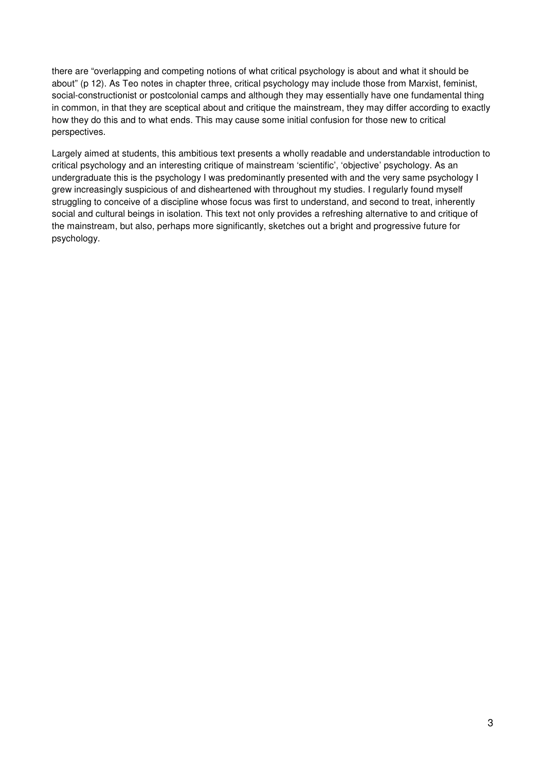there are "overlapping and competing notions of what critical psychology is about and what it should be about" (p 12). As Teo notes in chapter three, critical psychology may include those from Marxist, feminist, social-constructionist or postcolonial camps and although they may essentially have one fundamental thing in common, in that they are sceptical about and critique the mainstream, they may differ according to exactly how they do this and to what ends. This may cause some initial confusion for those new to critical perspectives.

Largely aimed at students, this ambitious text presents a wholly readable and understandable introduction to critical psychology and an interesting critique of mainstream 'scientific', 'objective' psychology. As an undergraduate this is the psychology I was predominantly presented with and the very same psychology I grew increasingly suspicious of and disheartened with throughout my studies. I regularly found myself struggling to conceive of a discipline whose focus was first to understand, and second to treat, inherently social and cultural beings in isolation. This text not only provides a refreshing alternative to and critique of the mainstream, but also, perhaps more significantly, sketches out a bright and progressive future for psychology.